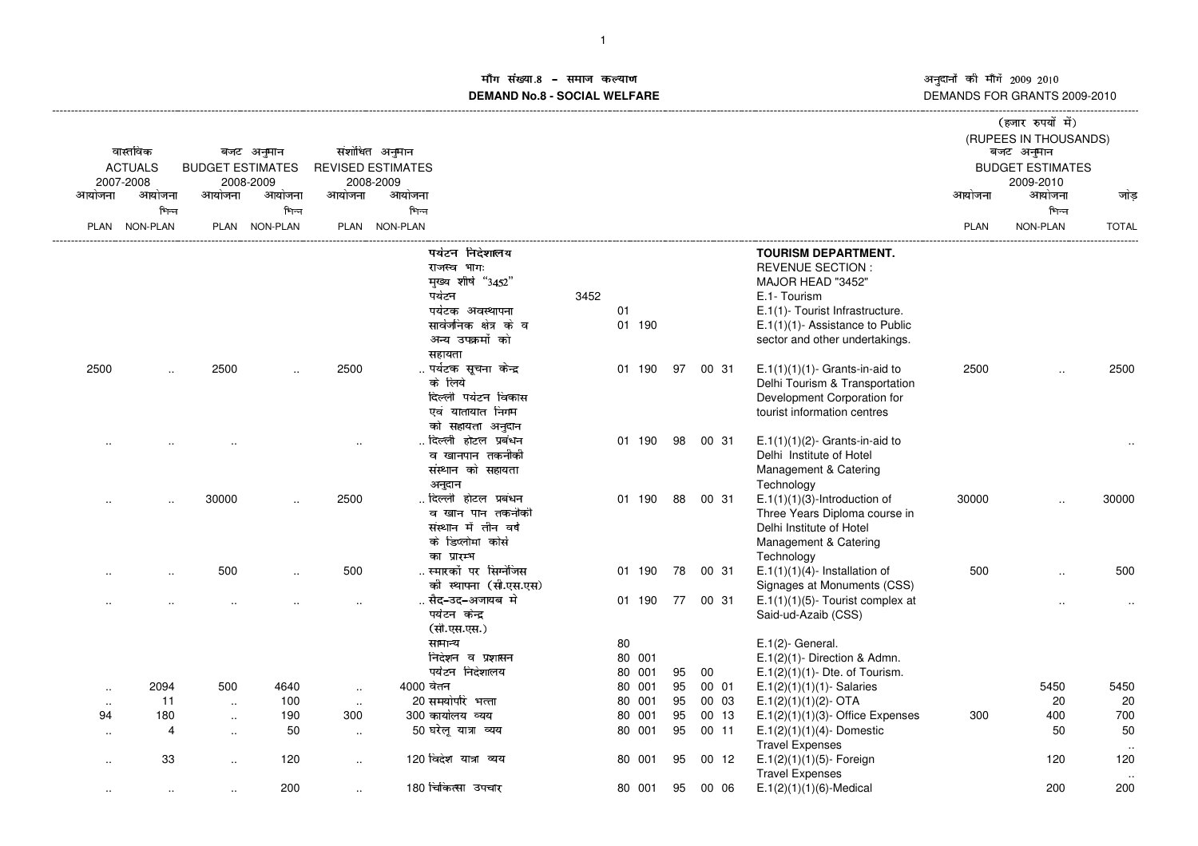# मॉंग संख्या.8 – समाज कल्याण
## DEMAND No.8 - SOCIAL WELFARE

अनुदानों की मॉंगें 2009 2010
DEMANDS FOR GRANTS 2009-2010

(हजार रुपयों में)
(RUPEES IN THOUSANDS)

| वास्तविक ACTUALS 2007-2008 | | बजट अनुमान BUDGET ESTIMATES 2008-2009 | | संशोधित अनुमान REVISED ESTIMATES 2008-2009 | | | | | बजट अनुमान BUDGET ESTIMATES 2009-2010 | | |
|---|---|---|---|---|---|---|---|---|---|---|---|
| आयोजना PLAN | आयोजना भिन्न NON-PLAN | आयोजना PLAN | आयोजना भिन्न NON-PLAN | आयोजना PLAN | आयोजना भिन्न NON-PLAN | | | | आयोजना PLAN | आयोजना भिन्न NON-PLAN | जोड़ TOTAL |
| | | | | | | पर्यटन निदेशालय | | **TOURISM DEPARTMENT.** | | | |
| | | | | | | राजस्व भाग: | | REVENUE SECTION : | | | |
| | | | | | | मुख्य शीर्ष "3452" | | MAJOR HEAD "3452" | | | |
| | | | | | | पर्यटन | 3452 | E.1- Tourism | | | |
| | | | | | | पर्यटक अवस्थापना | 01 | E.1(1)- Tourist Infrastructure. | | | |
| | | | | | | सार्वजनिक क्षेत्र के व अन्य उपक्रमों को सहायता | 01 190 | E.1(1)(1)- Assistance to Public sector and other undertakings. | | | |
| 2500 | .. | 2500 | .. | 2500 | .. | पर्यटक सूचना केन्द्र के लिये दिल्ली पर्यटन विकास एवं यातायात निगम को सहायता अनुदान | 01 190 97 00 31 | E.1(1)(1)(1)- Grants-in-aid to Delhi Tourism & Transportation Development Corporation for tourist information centres | 2500 | .. | 2500 |
| .. | .. | .. | .. | .. | .. | दिल्ली होटल प्रबंधन व खानपान तकनीकी संस्थान को सहायता अनुदान | 01 190 98 00 31 | E.1(1)(1)(2)- Grants-in-aid to Delhi Institute of Hotel Management & Catering Technology | | | .. |
| .. | .. | 30000 | .. | 2500 | .. | दिल्ली होटल प्रबंधन व खान पान तकनीकी संस्थान में तीन वर्ष के डिप्लोमा कोर्स का प्रारम्भ | 01 190 88 00 31 | E.1(1)(1)(3)-Introduction of Three Years Diploma course in Delhi Institute of Hotel Management & Catering Technology | 30000 | .. | 30000 |
| .. | .. | 500 | .. | 500 | .. | स्मारकों पर सिग्नेजिस की स्थापना (सी.एस.एस) | 01 190 78 00 31 | E.1(1)(1)(4)- Installation of Signages at Monuments (CSS) | 500 | .. | 500 |
| .. | .. | .. | .. | .. | .. | सैद-उद-अजायब मे पर्यटन केन्द्र (सी.एस.एस.) | 01 190 77 00 31 | E.1(1)(1)(5)- Tourist complex at Said-ud-Azaib (CSS) | | .. | .. |
| | | | | | | सामान्य | 80 | E.1(2)- General. | | | |
| | | | | | | निदेशन व प्रशासन | 80 001 | E.1(2)(1)- Direction & Admn. | | | |
| | | | | | | पर्यटन निदेशालय | 80 001 95 00 | E.1(2)(1)(1)- Dte. of Tourism. | | | |
| .. | 2094 | 500 | 4640 | .. | 4000 | वेतन | 80 001 95 00 01 | E.1(2)(1)(1)(1)- Salaries | | 5450 | 5450 |
| .. | 11 | .. | 100 | .. | 20 | समयोपरि भत्ता | 80 001 95 00 03 | E.1(2)(1)(1)(2)- OTA | | 20 | 20 |
| 94 | 180 | .. | 190 | 300 | 300 | कार्यालय व्यय | 80 001 95 00 13 | E.1(2)(1)(1)(3)- Office Expenses | 300 | 400 | 700 |
| .. | 4 | .. | 50 | .. | 50 | घरेलू यात्रा व्यय | 80 001 95 00 11 | E.1(2)(1)(1)(4)- Domestic Travel Expenses | | 50 | 50 .. |
| .. | 33 | .. | 120 | .. | 120 | विदेश यात्रा व्यय | 80 001 95 00 12 | E.1(2)(1)(1)(5)- Foreign Travel Expenses | | 120 | 120 .. |
| .. | .. | .. | 200 | .. | 180 | चिकित्सा उपचार | 80 001 95 00 06 | E.1(2)(1)(1)(6)-Medical | | 200 | 200 |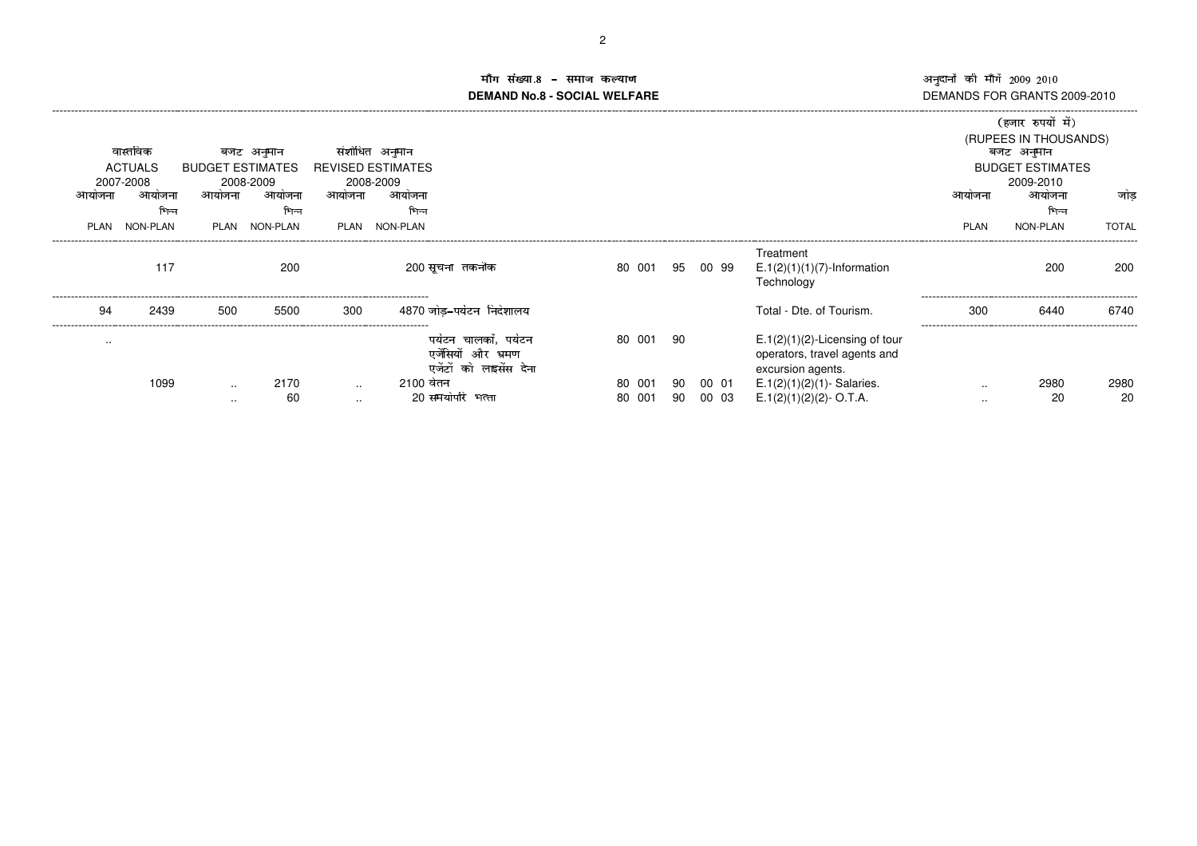# मौग संख्या.8 - समाज कल्याण
## DEMAND No.8 - SOCIAL WELFARE

अनुदानों की मौगें 2009 2010
DEMANDS FOR GRANTS 2009-2010

(हजार रुपयों में)
(RUPEES IN THOUSANDS)

| वास्तविक ACTUALS 2007-2008 | | बजट अनुमान BUDGET ESTIMATES 2008-2009 | | संशोधित अनुमान REVISED ESTIMATES 2008-2009 | | | | | | | | | बजट अनुमान BUDGET ESTIMATES 2009-2010 | | |
|---|---|---|---|---|---|---|---|---|---|---|---|---|---|---|---|
| आयोजना PLAN | आयोजना भिन्न NON-PLAN | आयोजना PLAN | आयोजना भिन्न NON-PLAN | आयोजना PLAN | आयोजना भिन्न NON-PLAN | | | | | | | | आयोजना PLAN | आयोजना भिन्न NON-PLAN | जोड़ TOTAL |
| | | | | | | | | | | | | Treatment | | | |
| | 117 | | 200 | | 200 | सूचना तकनीक | 80 | 001 | 95 | 00 | 99 | E.1(2)(1)(1)(7)-Information Technology | | 200 | 200 |
| 94 | 2439 | 500 | 5500 | 300 | 4870 | जोड़-पर्यटन निदेशालय | | | | | | Total - Dte. of Tourism. | 300 | 6440 | 6740 |
| .. | | | | | | पर्यटन चालकों, पर्यटन एजेंसियों और भ्रमण एजेंटों को लाइसेंस देना | 80 | 001 | 90 | | | E.1(2)(1)(2)-Licensing of tour operators, travel agents and excursion agents. | | | |
| | 1099 | .. | 2170 | .. | 2100 | वेतन | 80 | 001 | 90 | 00 | 01 | E.1(2)(1)(2)(1)- Salaries. | .. | 2980 | 2980 |
| | | .. | 60 | .. | 20 | समयोपरि भत्ता | 80 | 001 | 90 | 00 | 03 | E.1(2)(1)(2)(2)- O.T.A. | .. | 20 | 20 |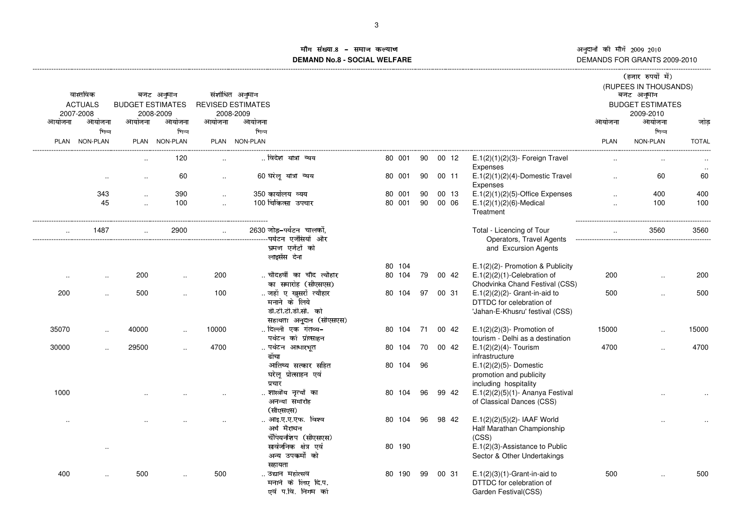# मॉंग संख्या.8 – समाज कल्याण
## DEMAND No.8 - SOCIAL WELFARE

अनुदानों की मॉंगें 2009 2010
DEMANDS FOR GRANTS 2009-2010

(हजार रुपयों में)
(RUPEES IN THOUSANDS)

| वास्तविक ACTUALS 2007-2008 | | बजट अनुमान BUDGET ESTIMATES 2008-2009 | | संशोधित अनुमान REVISED ESTIMATES 2008-2009 | | | | | | | | बजट अनुमान BUDGET ESTIMATES 2009-2010 | | |
|---|---|---|---|---|---|---|---|---|---|---|---|---|---|---|
| आयोजना PLAN | आयोजना भिन्न NON-PLAN | आयोजना PLAN | आयोजना भिन्न NON-PLAN | आयोजना PLAN | आयोजना भिन्न NON-PLAN | | | | | | | आयोजना PLAN | आयोजना भिन्न NON-PLAN | जोड़ TOTAL |
| | | .. | 120 | .. | .. | विदेश यात्रा व्यय | 80 001 | 90 | 00 12 | E.1(2)(1)(2)(3)- Foreign Travel Expenses | | .. | .. | .. .. |
| | .. | .. | 60 | .. | 60 | घरेलू यात्रा व्यय | 80 001 | 90 | 00 11 | E.1(2)(1)(2)(4)-Domestic Travel Expenses | | .. | 60 | 60 |
| | 343 | .. | 390 | .. | 350 | कार्यालय व्यय | 80 001 | 90 | 00 13 | E.1(2)(1)(2)(5)-Office Expenses | | .. | 400 | 400 |
| | 45 | .. | 100 | .. | 100 | चिकित्सा उपचार | 80 001 | 90 | 00 06 | E.1(2)(1)(2)(6)-Medical Treatment | | .. | 100 | 100 |
| .. | 1487 | .. | 2900 | .. | 2630 | जोड़–पर्यटन चालकों, पर्यटन एजेंसियों और भ्रमण एजेंटों को लाइसेंस देना | | | | Total - Licencing of Tour Operators, Travel Agents and Excursion Agents | | .. | 3560 | 3560 |
| | | | | | | | 80 104 | | | E.1(2)(2)- Promotion & Publicity | | | | |
| .. | .. | 200 | .. | 200 | .. | चौदहवीं का चाँद त्यौहार का समारोह (सीएसएस) | 80 104 | 79 | 00 42 | E.1(2)(2)(1)-Celebration of Chodvinka Chand Festival (CSS) | | 200 | .. | 200 |
| 200 | .. | 500 | .. | 100 | .. | जहाँ ए खुसरों त्यौहार मनाने के लिये डी.टी.टी.डी.सी. को सहायता अनुदान (सीएसएस) | 80 104 | 97 | 00 31 | E.1(2)(2)(2)- Grant-in-aid to DTTDC for celebration of 'Jahan-E-Khusru' festival (CSS) | | 500 | .. | 500 |
| 35070 | .. | 40000 | .. | 10000 | .. | दिल्ली एक गंतव्य–पर्यटन को प्रोत्साहन | 80 104 | 71 | 00 42 | E.1(2)(2)(3)- Promotion of tourism - Delhi as a destination | | 15000 | .. | 15000 |
| 30000 | .. | 29500 | .. | 4700 | .. | पर्यटन आधारभूत ढॉंचा | 80 104 | 70 | 00 42 | E.1(2)(2)(4)- Tourism infrastructure | | 4700 | .. | 4700 |
| | | | | | | आतिथ्य सत्कार सहित घरेलू प्रोत्साहन एवं प्रचार | 80 104 | 96 | | E.1(2)(2)(5)- Domestic promotion and publicity including hospitality | | | | |
| 1000 | | .. | .. | .. | .. | शास्त्रीय नृत्यों का अनन्या समारोह (सीएसएस) | 80 104 | 96 | 99 42 | E.1(2)(2)(5)(1)- Ananya Festival of Classical Dances (CSS) | | | .. | .. |
| .. | | .. | .. | .. | .. | आइ.ए.ए.एफ. विश्व अर्ध मैराथन चैंपियनशिप (सीएसएस) | 80 104 | 96 | 98 42 | E.1(2)(2)(5)(2)- IAAF World Half Marathan Championship (CSS) | | | .. | .. |
| | .. | | | | | सार्वजनिक क्षेत्र एवं अन्य उपकर्मो को सहायता | 80 190 | | | E.1(2)(3)-Assistance to Public Sector & Other Undertakings | | | | |
| 400 | .. | 500 | .. | 500 | .. | उद्यान महोत्सव मनाने के लिए दि.प. एवं प.वि. निगम को | 80 190 | 99 | 00 31 | E.1(2)(3)(1)-Grant-in-aid to DTTDC for celebration of Garden Festival(CSS) | | 500 | .. | 500 |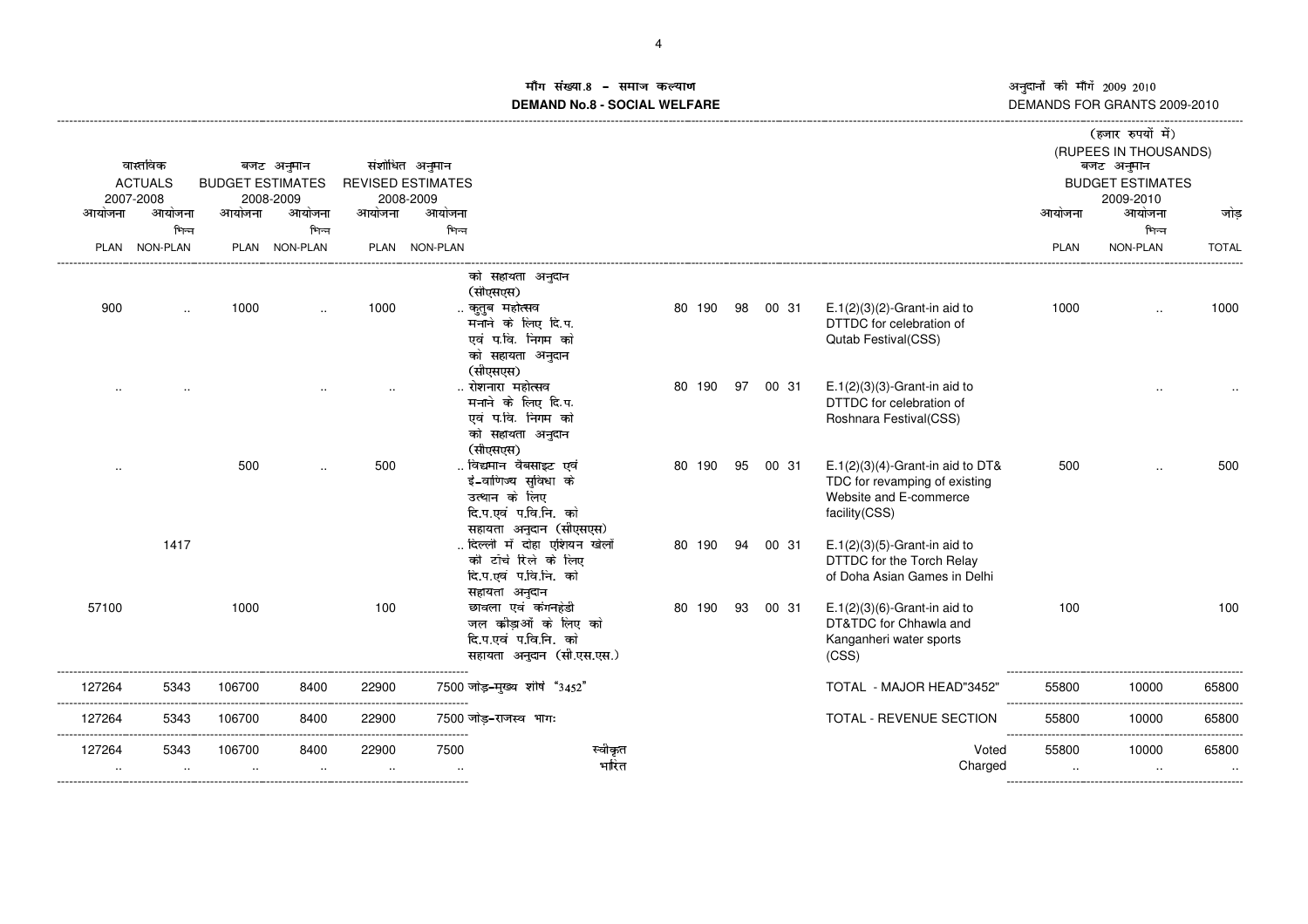# मॉँग संख्या.8 - समाज कल्याण
# DEMAND No.8 - SOCIAL WELFARE

अनुदानों की मॉँगें 2009 2010
DEMANDS FOR GRANTS 2009-2010

(हजार रुपयों में)
(RUPEES IN THOUSANDS)

| वास्तविक ACTUALS 2007-2008 | | बजट अनुमान BUDGET ESTIMATES 2008-2009 | | संशोधित अनुमान REVISED ESTIMATES 2008-2009 | | | | | | | | बजट अनुमान BUDGET ESTIMATES 2009-2010 | | |
|---|---|---|---|---|---|---|---|---|---|---|---|---|---|---|
| आयोजना PLAN | आयोजना भिन्न NON-PLAN | आयोजना PLAN | आयोजना भिन्न NON-PLAN | आयोजना PLAN | आयोजना भिन्न NON-PLAN | | | | | | | आयोजना PLAN | आयोजना भिन्न NON-PLAN | जोड़ TOTAL |
| | | | | | | को सहायता अनुदान (सीएसएस) | | | | | | | | |
| 900 | .. | 1000 | .. | 1000 | | .. कुतुब महोत्सव मनाने के लिए दि.प. एवं प.वि. निगम को को सहायता अनुदान (सीएसएस) | 80 190 | 98 | 00 31 | | E.1(2)(3)(2)-Grant-in aid to DTTDC for celebration of Qutab Festival(CSS) | 1000 | .. | 1000 |
| .. | .. | .. | .. | .. | | .. रोशनारा महोत्सव मनाने के लिए दि.प. एवं प.वि. निगम को को सहायता अनुदान (सीएसएस) | 80 190 | 97 | 00 31 | | E.1(2)(3)(3)-Grant-in aid to DTTDC for celebration of Roshnara Festival(CSS) | | .. | .. |
| .. | | 500 | .. | 500 | | .. विद्यमान वैबसाइट एवं ई-वाणिज्य सुविधा के उत्थान के लिए दि.प.एवं प.वि.नि. को सहायता अनुदान (सीएसएस) | 80 190 | 95 | 00 31 | | E.1(2)(3)(4)-Grant-in aid to DT& TDC for revamping of existing Website and E-commerce facility(CSS) | 500 | .. | 500 |
| | 1417 | | | | | .. दिल्ली में दोहा एशियन खेलों की टोर्च रिले के लिए दि.प.एवं प.वि.नि. को सहायता अनुदान | 80 190 | 94 | 00 31 | | E.1(2)(3)(5)-Grant-in aid to DTTDC for the Torch Relay of Doha Asian Games in Delhi | | | |
| 57100 | | 1000 | | 100 | | छावला एवं कंगनहेडी जल क्रीड़ाओं के लिए को दि.प.एवं प.वि.नि. को सहायता अनुदान (सी.एस.एस.) | 80 190 | 93 | 00 31 | | E.1(2)(3)(6)-Grant-in aid to DT&TDC for Chhawla and Kanganheri water sports (CSS) | 100 | | 100 |
| 127264 | 5343 | 106700 | 8400 | 22900 | 7500 | जोड़-मुख्य शीर्ष "3452" | | | | | TOTAL - MAJOR HEAD"3452" | 55800 | 10000 | 65800 |
| 127264 | 5343 | 106700 | 8400 | 22900 | 7500 | जोड़-राजस्व भाग: | | | | | TOTAL - REVENUE SECTION | 55800 | 10000 | 65800 |
| 127264 | 5343 | 106700 | 8400 | 22900 | 7500 | स्वीकृत | | | | | Voted | 55800 | 10000 | 65800 |
| .. | .. | .. | .. | .. | .. | भारित | | | | | Charged | .. | .. | .. |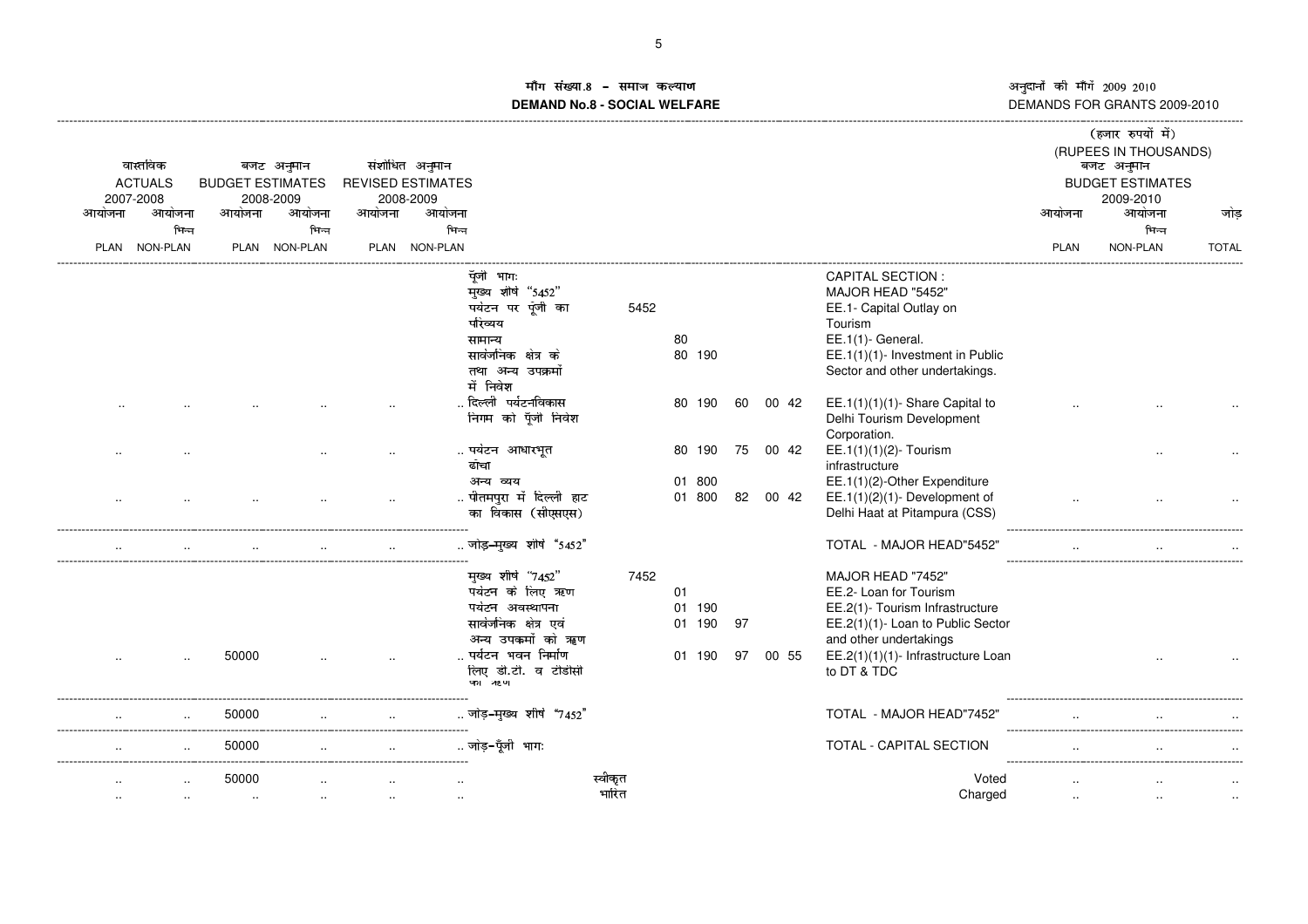**मॉग संख्या.8 – समाज कल्याण**
**DEMAND No.8 - SOCIAL WELFARE**

अनुदानों की मॉगें 2009 2010
DEMANDS FOR GRANTS 2009-2010

(हजार रुपयों में)
(RUPEES IN THOUSANDS)

| वास्तविक ACTUALS 2007-2008 | | बजट अनुमान BUDGET ESTIMATES 2008-2009 | | संशोधित अनुमान REVISED ESTIMATES 2008-2009 | | | | | | | | बजट अनुमान BUDGET ESTIMATES 2009-2010 | | |
|---|---|---|---|---|---|---|---|---|---|---|---|---|---|---|
| आयोजना PLAN | आयोजना भिन्न NON-PLAN | आयोजना PLAN | आयोजना भिन्न NON-PLAN | आयोजना PLAN | आयोजना भिन्न NON-PLAN | | | | | | | आयोजना PLAN | आयोजना भिन्न NON-PLAN | जोड़ TOTAL |
| | | | | | | पूँजी भागः | | | | | CAPITAL SECTION : | | | |
| | | | | | | मुख्य शीर्ष "5452" | | | | | MAJOR HEAD "5452" | | | |
| | | | | | | पर्यटन पर पूंजी का परिव्यय | 5452 | | | | EE.1- Capital Outlay on Tourism | | | |
| | | | | | | सामान्य | | 80 | | | EE.1(1)- General. | | | |
| | | | | | | सार्वजनिक क्षेत्र के तथा अन्य उपक्रमों में निवेश | | 80 190 | | | EE.1(1)(1)- Investment in Public Sector and other undertakings. | | | |
| .. | .. | .. | .. | .. | .. | दिल्ली पर्यटनविकास निगम को पूँजी निवेश | | 80 190 | 60 | 00 42 | EE.1(1)(1)(1)- Share Capital to Delhi Tourism Development Corporation. | .. | .. | .. |
| .. | .. | | .. | .. | .. | पर्यटन आधारभूत ढांचा | | 80 190 | 75 | 00 42 | EE.1(1)(1)(2)- Tourism infrastructure | | .. | .. |
| | | | | | | अन्य व्यय | | 01 800 | | | EE.1(1)(2)-Other Expenditure | | | |
| .. | .. | .. | .. | .. | .. | पीतमपुरा में दिल्ली हाट का विकास (सीएसएस) | | 01 800 | 82 | 00 42 | EE.1(1)(2)(1)- Development of Delhi Haat at Pitampura (CSS) | .. | .. | .. |
| .. | .. | .. | .. | .. | .. | जोड़-मुख्य शीर्ष "5452" | | | | | TOTAL - MAJOR HEAD"5452" | .. | .. | .. |
| | | | | | | मुख्य शीर्ष "7452" | 7452 | | | | MAJOR HEAD "7452" | | | |
| | | | | | | पर्यटन के लिए ऋण | | 01 | | | EE.2- Loan for Tourism | | | |
| | | | | | | पर्यटन अवस्थापना | | 01 190 | | | EE.2(1)- Tourism Infrastructure | | | |
| | | | | | | सार्वजनिक क्षेत्र एवं अन्य उपक्रमों को ऋण | | 01 190 | 97 | | EE.2(1)(1)- Loan to Public Sector and other undertakings | | | |
| .. | .. | 50000 | .. | .. | .. | पर्यटन भवन निर्माण लिए डी.टी. व टीडीसी को ऋण | | 01 190 | 97 | 00 55 | EE.2(1)(1)(1)- Infrastructure Loan to DT & TDC | | .. | .. |
| .. | .. | 50000 | .. | .. | .. | जोड़-मुख्य शीर्ष "7452" | | | | | TOTAL - MAJOR HEAD"7452" | .. | .. | .. |
| .. | .. | 50000 | .. | .. | .. | जोड़-पूँजी भागः | | | | | TOTAL - CAPITAL SECTION | .. | .. | .. |
| .. | .. | 50000 | .. | .. | .. | स्वीकृत | | | | | Voted | .. | .. | .. |
| .. | .. | .. | .. | .. | .. | भारित | | | | | Charged | .. | .. | .. |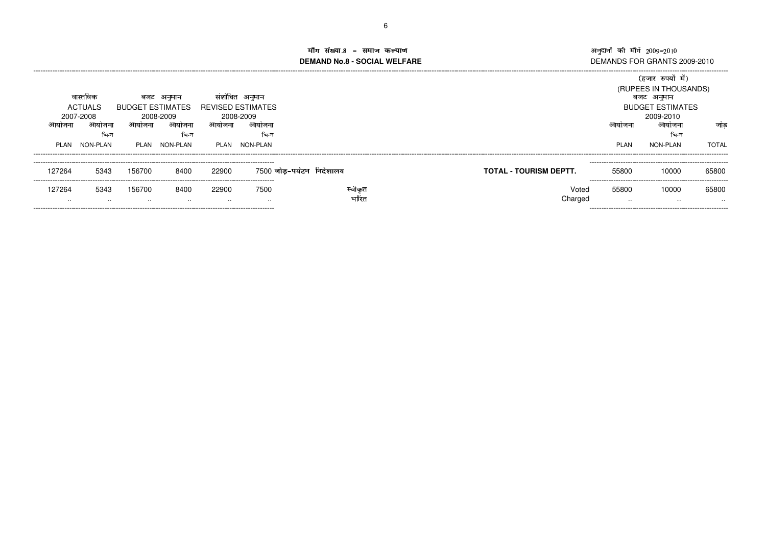मॉंग संख्या.8 – समाज कल्याण
**DEMAND No.8 - SOCIAL WELFARE**

अनुदानों की मॉंगें 2009-2010
DEMANDS FOR GRANTS 2009-2010

(हजार रुपयों में)
(RUPEES IN THOUSANDS)

| वास्तविक ACTUALS 2007-2008 | | बजट अनुमान BUDGET ESTIMATES 2008-2009 | | संशोधित अनुमान REVISED ESTIMATES 2008-2009 | | | | बजट अनुमान BUDGET ESTIMATES 2009-2010 | | |
|---|---|---|---|---|---|---|---|---|---|---|
| आयोजना PLAN | आयोजना भिन्न NON-PLAN | आयोजना PLAN | आयोजना भिन्न NON-PLAN | आयोजना PLAN | आयोजना भिन्न NON-PLAN | | | आयोजना PLAN | आयोजना भिन्न NON-PLAN | जोड़ TOTAL |
| 127264 | 5343 | 156700 | 8400 | 22900 | 7500 | जोड़-पयंटन निदेशालय | **TOTAL - TOURISM DEPTT.** | 55800 | 10000 | 65800 |
| 127264 | 5343 | 156700 | 8400 | 22900 | 7500 | स्वीकृत | Voted | 55800 | 10000 | 65800 |
| .. | .. | .. | .. | .. | .. | भारित | Charged | .. | .. | .. |